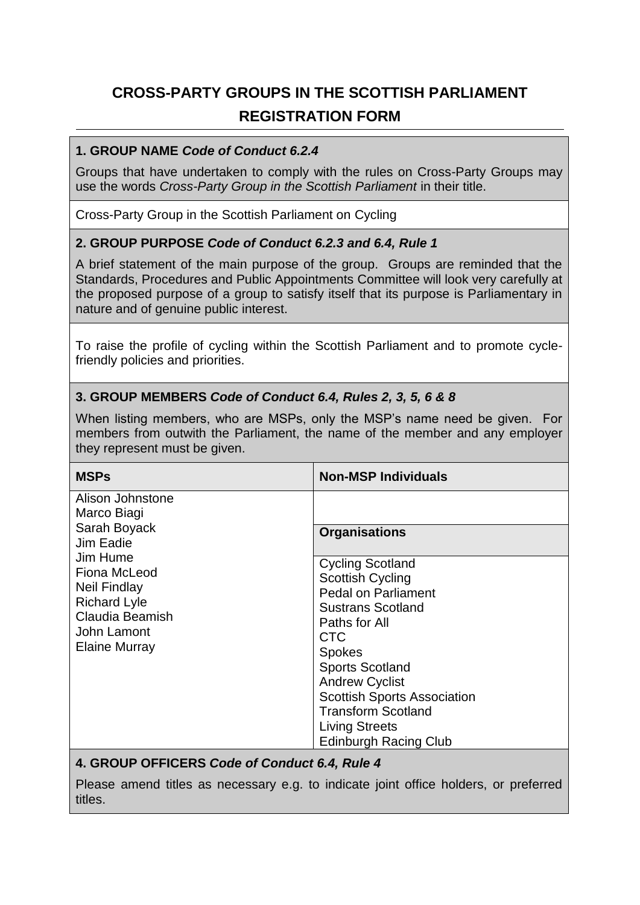# CROSS-PARTY GROUPS IN THE SCOTTISH PARLIAMENT

## REGISTRATION FORM

### 1. GROUP NAME *Code of Conduct 6.2.4*

Groups that have undertaken to comply with the rules on Cross-Party Groups may use the words *Cross-Party Group in the Scottish Parliament* in their title.

Cross-Party Group in the Scottish Parliament on Cycling

### 2. GROUP PURPOSE *Code of Conduct 6.2.3 and 6.4, Rule 1*

A brief statement of the main purpose of the group. Groups are reminded that the Standards, Procedures and Public Appointments Committee will look very carefully at the proposed purpose of a group to satisfy itself that its purpose is Parliamentary in nature and of genuine public interest.

To raise the profile of cycling within the Scottish Parliament and to promote cycle-friendly policies and priorities.

### 3. GROUP MEMBERS *Code of Conduct 6.4, Rules 2, 3, 5, 6 & 8*

When listing members, who are MSPs, only the MSP's name need be given. For members from outwith the Parliament, the name of the member and any employer they represent must be given.

| MSPs | Non-MSP Individuals |
|---|---|
| Alison Johnstone<br>Marco Biagi<br>Sarah Boyack<br>Jim Eadie<br>Jim Hume<br>Fiona McLeod<br>Neil Findlay<br>Richard Lyle<br>Claudia Beamish<br>John Lamont<br>Elaine Murray | |
| | **Organisations** |
| | Cycling Scotland<br>Scottish Cycling<br>Pedal on Parliament<br>Sustrans Scotland<br>Paths for All<br>CTC<br>Spokes<br>Sports Scotland<br>Andrew Cyclist<br>Scottish Sports Association<br>Transform Scotland<br>Living Streets<br>Edinburgh Racing Club |

### 4. GROUP OFFICERS *Code of Conduct 6.4, Rule 4*

Please amend titles as necessary e.g. to indicate joint office holders, or preferred titles.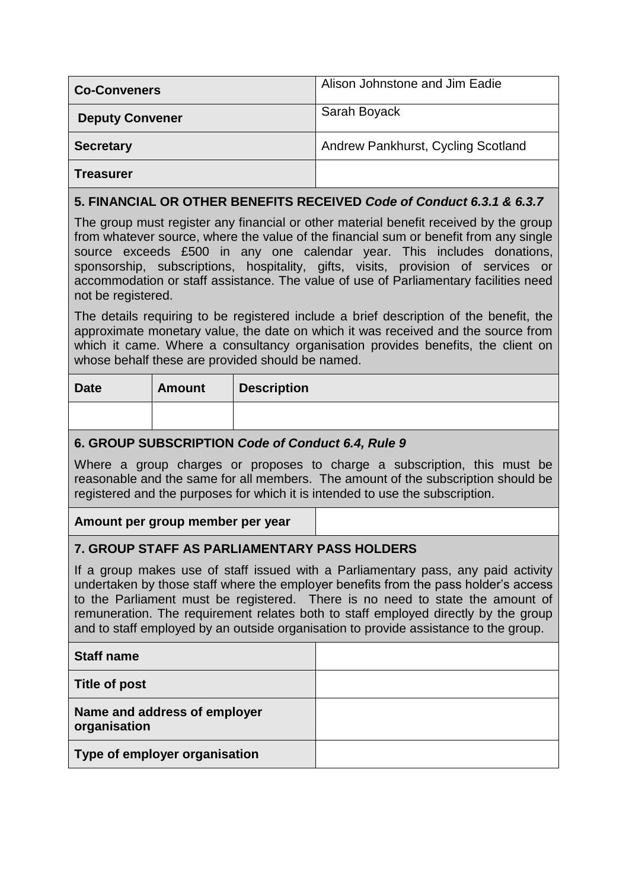| | |
|---|---|
| **Co-Conveners** | Alison Johnstone and Jim Eadie |
| **Deputy Convener** | Sarah Boyack |
| **Secretary** | Andrew Pankhurst, Cycling Scotland |
| **Treasurer** | |

## 5. FINANCIAL OR OTHER BENEFITS RECEIVED *Code of Conduct 6.3.1 & 6.3.7*

The group must register any financial or other material benefit received by the group from whatever source, where the value of the financial sum or benefit from any single source exceeds £500 in any one calendar year. This includes donations, sponsorship, subscriptions, hospitality, gifts, visits, provision of services or accommodation or staff assistance. The value of use of Parliamentary facilities need not be registered.

The details requiring to be registered include a brief description of the benefit, the approximate monetary value, the date on which it was received and the source from which it came. Where a consultancy organisation provides benefits, the client on whose behalf these are provided should be named.

| Date | Amount | Description |
|---|---|---|
| | | |

## 6. GROUP SUBSCRIPTION *Code of Conduct 6.4, Rule 9*

Where a group charges or proposes to charge a subscription, this must be reasonable and the same for all members. The amount of the subscription should be registered and the purposes for which it is intended to use the subscription.

| | |
|---|---|
| **Amount per group member per year** | |

## 7. GROUP STAFF AS PARLIAMENTARY PASS HOLDERS

If a group makes use of staff issued with a Parliamentary pass, any paid activity undertaken by those staff where the employer benefits from the pass holder's access to the Parliament must be registered. There is no need to state the amount of remuneration. The requirement relates both to staff employed directly by the group and to staff employed by an outside organisation to provide assistance to the group.

| | |
|---|---|
| **Staff name** | |
| **Title of post** | |
| **Name and address of employer organisation** | |
| **Type of employer organisation** | |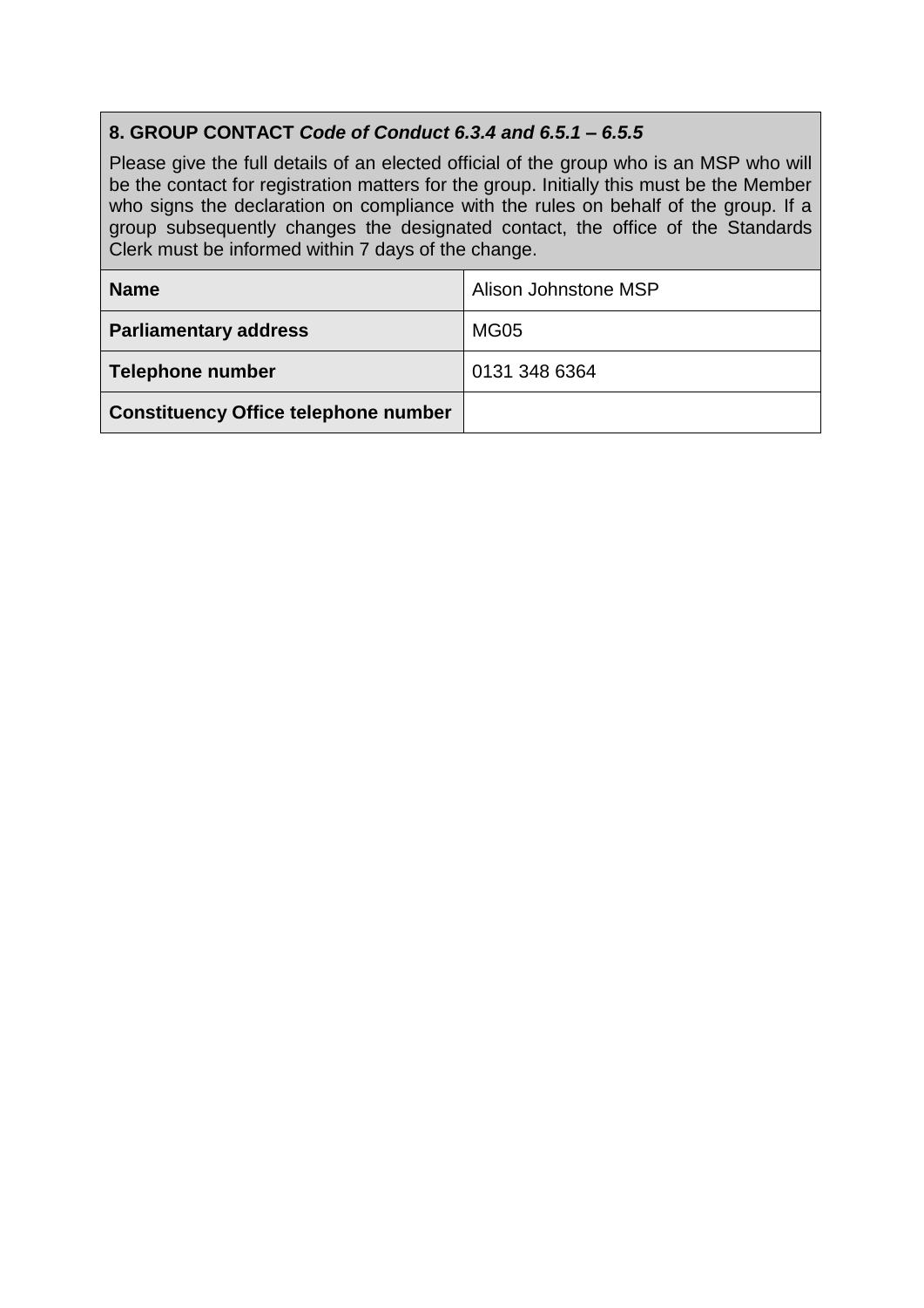**8. GROUP CONTACT** ***Code of Conduct 6.3.4 and 6.5.1 – 6.5.5***

Please give the full details of an elected official of the group who is an MSP who will be the contact for registration matters for the group. Initially this must be the Member who signs the declaration on compliance with the rules on behalf of the group. If a group subsequently changes the designated contact, the office of the Standards Clerk must be informed within 7 days of the change.

| | |
|---|---|
| **Name** | Alison Johnstone MSP |
| **Parliamentary address** | MG05 |
| **Telephone number** | 0131 348 6364 |
| **Constituency Office telephone number** | |